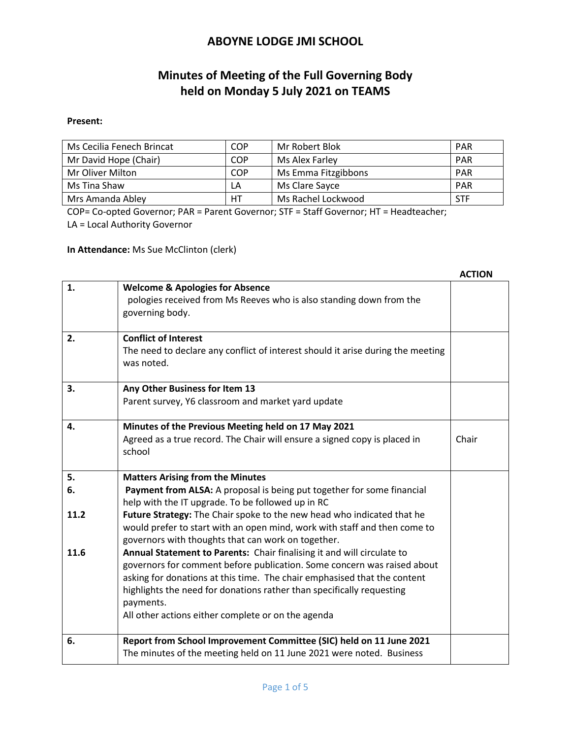# ABOYNE LODGE JMI SCHOOL

## Minutes of Meeting of the Full Governing Body held on Monday 5 July 2021 on TEAMS

**Present:**

| | | | |
|---|---|---|---|
| Ms Cecilia Fenech Brincat | COP | Mr Robert Blok | PAR |
| Mr David Hope (Chair) | COP | Ms Alex Farley | PAR |
| Mr Oliver Milton | COP | Ms Emma Fitzgibbons | PAR |
| Ms Tina Shaw | LA | Ms Clare Sayce | PAR |
| Mrs Amanda Abley | HT | Ms Rachel Lockwood | STF |

COP= Co-opted Governor; PAR = Parent Governor; STF = Staff Governor; HT = Headteacher; LA = Local Authority Governor

**In Attendance:** Ms Sue McClinton (clerk)

| | | **ACTION** |
|---|---|---|
| **1.** | **Welcome & Apologies for Absence**<br>pologies received from Ms Reeves who is also standing down from the governing body. | |
| **2.** | **Conflict of Interest**<br>The need to declare any conflict of interest should it arise during the meeting was noted. | |
| **3.** | **Any Other Business for Item 13**<br>Parent survey, Y6 classroom and market yard update | |
| **4.** | **Minutes of the Previous Meeting held on 17 May 2021**<br>Agreed as a true record. The Chair will ensure a signed copy is placed in school | Chair |
| **5.**<br>**6.**<br><br>**11.2**<br><br><br>**11.6** | **Matters Arising from the Minutes**<br>**Payment from ALSA:** A proposal is being put together for some financial help with the IT upgrade. To be followed up in RC<br>**Future Strategy:** The Chair spoke to the new head who indicated that he would prefer to start with an open mind, work with staff and then come to governors with thoughts that can work on together.<br>**Annual Statement to Parents:** Chair finalising it and will circulate to governors for comment before publication. Some concern was raised about asking for donations at this time. The chair emphasised that the content highlights the need for donations rather than specifically requesting payments.<br>All other actions either complete or on the agenda | |
| **6.** | **Report from School Improvement Committee (SIC) held on 11 June 2021**<br>The minutes of the meeting held on 11 June 2021 were noted. Business | |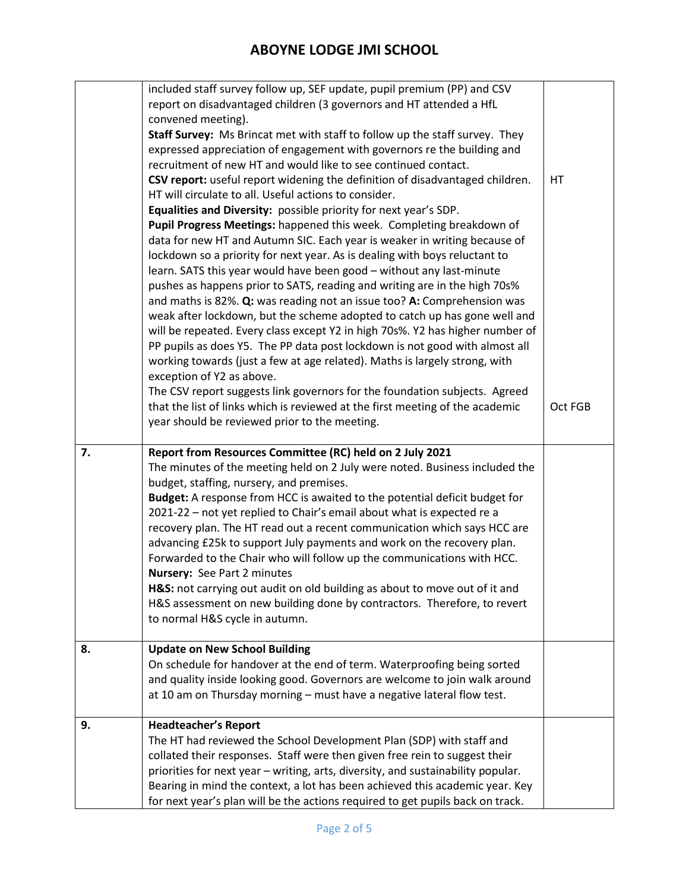| | | |
|---|---|---|
| | included staff survey follow up, SEF update, pupil premium (PP) and CSV report on disadvantaged children (3 governors and HT attended a HfL convened meeting).<br>**Staff Survey:** Ms Brincat met with staff to follow up the staff survey. They expressed appreciation of engagement with governors re the building and recruitment of new HT and would like to see continued contact.<br>**CSV report:** useful report widening the definition of disadvantaged children. HT will circulate to all. Useful actions to consider.<br>**Equalities and Diversity:** possible priority for next year's SDP.<br>**Pupil Progress Meetings:** happened this week. Completing breakdown of data for new HT and Autumn SIC. Each year is weaker in writing because of lockdown so a priority for next year. As is dealing with boys reluctant to learn. SATS this year would have been good – without any last-minute pushes as happens prior to SATS, reading and writing are in the high 70s% and maths is 82%. **Q:** was reading not an issue too? **A:** Comprehension was weak after lockdown, but the scheme adopted to catch up has gone well and will be repeated. Every class except Y2 in high 70s%. Y2 has higher number of PP pupils as does Y5. The PP data post lockdown is not good with almost all working towards (just a few at age related). Maths is largely strong, with exception of Y2 as above.<br>The CSV report suggests link governors for the foundation subjects. Agreed that the list of links which is reviewed at the first meeting of the academic year should be reviewed prior to the meeting. | HT<br><br>Oct FGB |
| 7. | **Report from Resources Committee (RC) held on 2 July 2021**<br>The minutes of the meeting held on 2 July were noted. Business included the budget, staffing, nursery, and premises.<br>**Budget:** A response from HCC is awaited to the potential deficit budget for 2021-22 – not yet replied to Chair's email about what is expected re a recovery plan. The HT read out a recent communication which says HCC are advancing £25k to support July payments and work on the recovery plan. Forwarded to the Chair who will follow up the communications with HCC.<br>**Nursery:** See Part 2 minutes<br>**H&S:** not carrying out audit on old building as about to move out of it and H&S assessment on new building done by contractors. Therefore, to revert to normal H&S cycle in autumn. | |
| 8. | **Update on New School Building**<br>On schedule for handover at the end of term. Waterproofing being sorted and quality inside looking good. Governors are welcome to join walk around at 10 am on Thursday morning – must have a negative lateral flow test. | |
| 9. | **Headteacher's Report**<br>The HT had reviewed the School Development Plan (SDP) with staff and collated their responses. Staff were then given free rein to suggest their priorities for next year – writing, arts, diversity, and sustainability popular. Bearing in mind the context, a lot has been achieved this academic year. Key for next year's plan will be the actions required to get pupils back on track. | |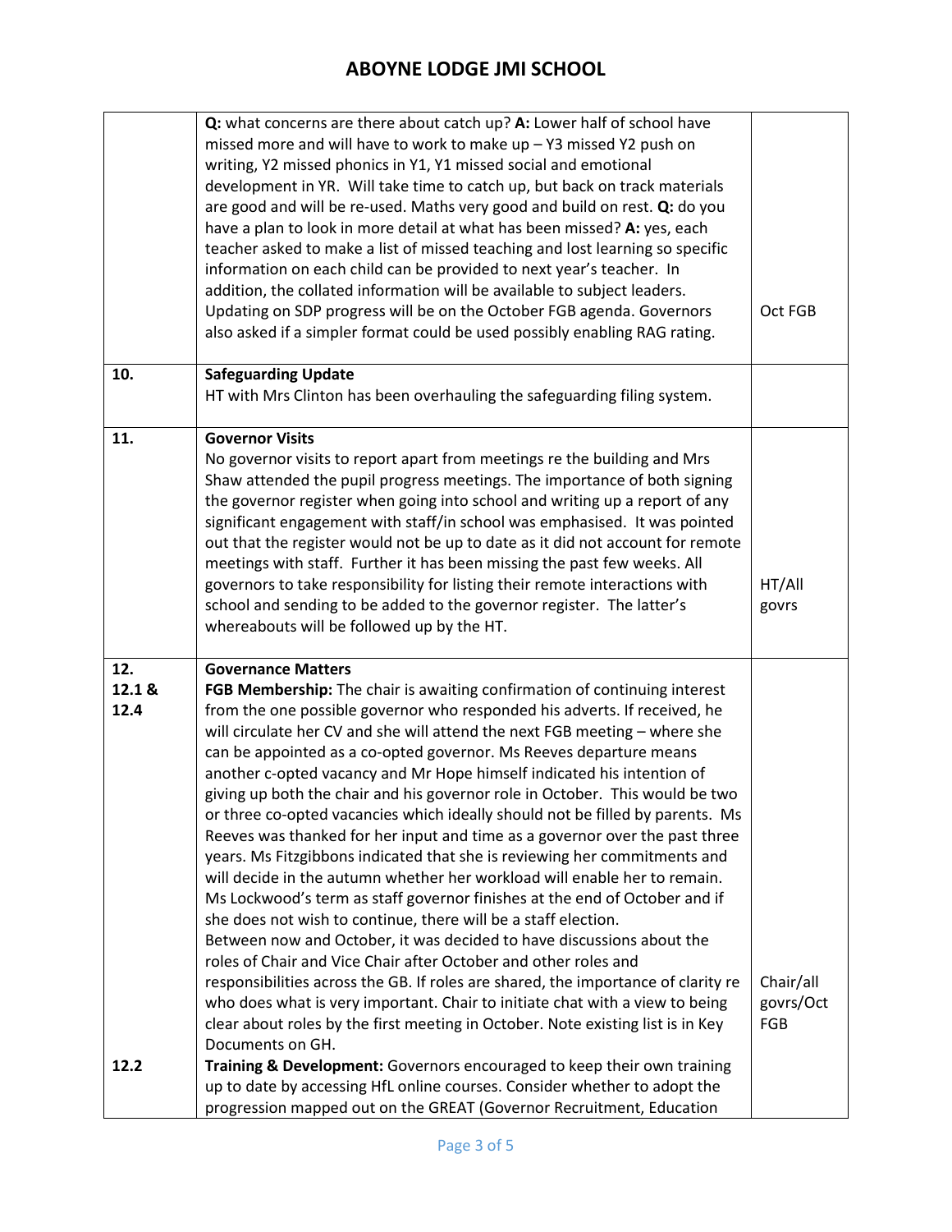| | | |
|---|---|---|
| | **Q:** what concerns are there about catch up? **A:** Lower half of school have missed more and will have to work to make up – Y3 missed Y2 push on writing, Y2 missed phonics in Y1, Y1 missed social and emotional development in YR. Will take time to catch up, but back on track materials are good and will be re-used. Maths very good and build on rest. **Q:** do you have a plan to look in more detail at what has been missed? **A:** yes, each teacher asked to make a list of missed teaching and lost learning so specific information on each child can be provided to next year's teacher. In addition, the collated information will be available to subject leaders. Updating on SDP progress will be on the October FGB agenda. Governors also asked if a simpler format could be used possibly enabling RAG rating. | Oct FGB |
| **10.** | **Safeguarding Update**<br>HT with Mrs Clinton has been overhauling the safeguarding filing system. | |
| **11.** | **Governor Visits**<br>No governor visits to report apart from meetings re the building and Mrs Shaw attended the pupil progress meetings. The importance of both signing the governor register when going into school and writing up a report of any significant engagement with staff/in school was emphasised. It was pointed out that the register would not be up to date as it did not account for remote meetings with staff. Further it has been missing the past few weeks. All governors to take responsibility for listing their remote interactions with school and sending to be added to the governor register. The latter's whereabouts will be followed up by the HT. | HT/All govrs |
| **12.**<br>**12.1 &**<br>**12.4**<br><br><br><br><br><br><br><br><br><br><br><br><br><br><br><br><br>**12.2** | **Governance Matters**<br>**FGB Membership:** The chair is awaiting confirmation of continuing interest from the one possible governor who responded his adverts. If received, he will circulate her CV and she will attend the next FGB meeting – where she can be appointed as a co-opted governor. Ms Reeves departure means another c-opted vacancy and Mr Hope himself indicated his intention of giving up both the chair and his governor role in October. This would be two or three co-opted vacancies which ideally should not be filled by parents. Ms Reeves was thanked for her input and time as a governor over the past three years. Ms Fitzgibbons indicated that she is reviewing her commitments and will decide in the autumn whether her workload will enable her to remain. Ms Lockwood's term as staff governor finishes at the end of October and if she does not wish to continue, there will be a staff election.<br>Between now and October, it was decided to have discussions about the roles of Chair and Vice Chair after October and other roles and responsibilities across the GB. If roles are shared, the importance of clarity re who does what is very important. Chair to initiate chat with a view to being clear about roles by the first meeting in October. Note existing list is in Key Documents on GH.<br>**Training & Development:** Governors encouraged to keep their own training up to date by accessing HfL online courses. Consider whether to adopt the progression mapped out on the GREAT (Governor Recruitment, Education | Chair/all govrs/Oct FGB |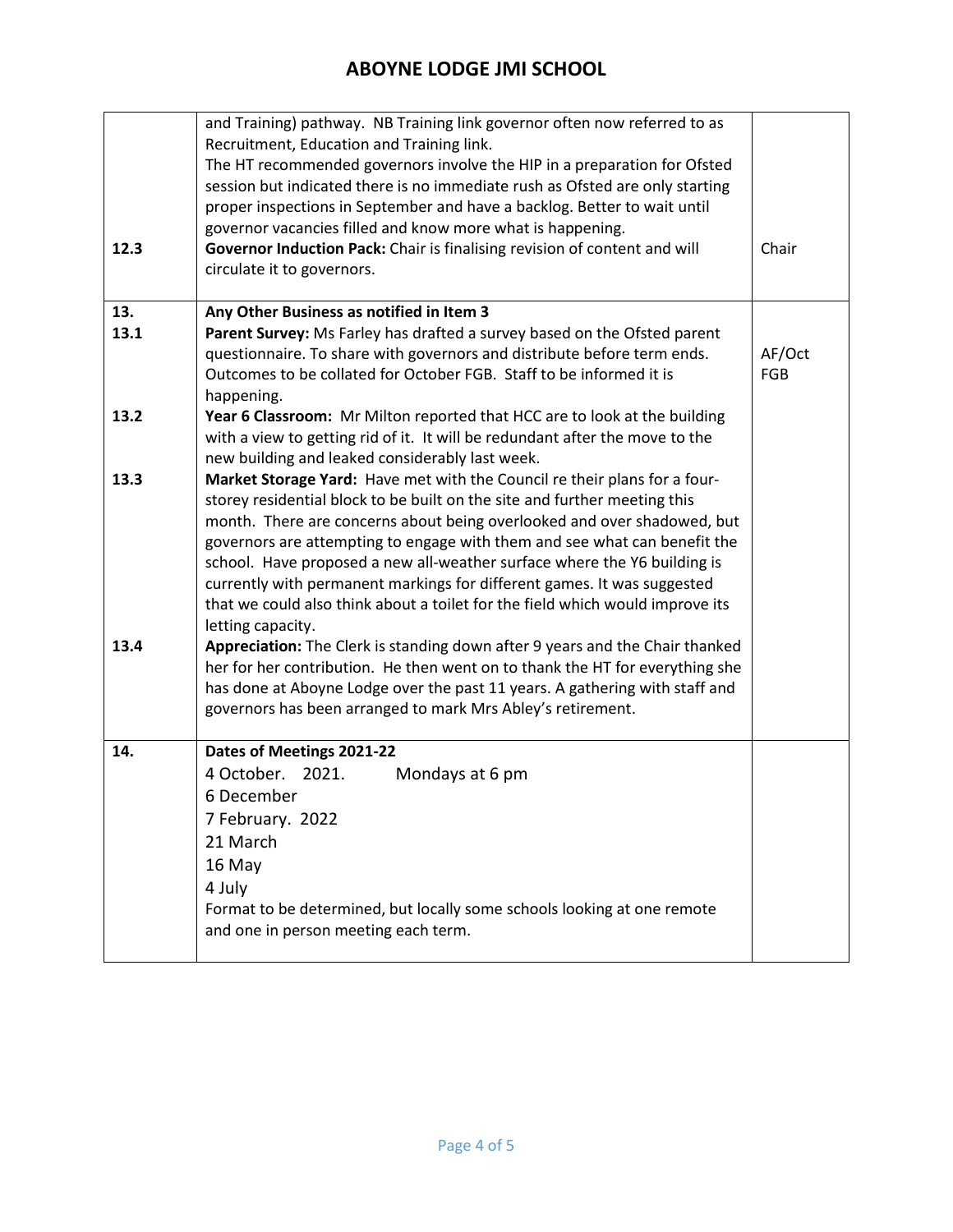| | | |
|---|---|---|
| 12.3 | and Training) pathway. NB Training link governor often now referred to as Recruitment, Education and Training link.<br>The HT recommended governors involve the HIP in a preparation for Ofsted session but indicated there is no immediate rush as Ofsted are only starting proper inspections in September and have a backlog. Better to wait until governor vacancies filled and know more what is happening.<br>**Governor Induction Pack:** Chair is finalising revision of content and will circulate it to governors. | Chair |
| 13.<br>13.1<br><br><br><br>13.2<br><br><br>13.3<br><br><br><br><br><br><br>13.4 | **Any Other Business as notified in Item 3**<br>**Parent Survey:** Ms Farley has drafted a survey based on the Ofsted parent questionnaire. To share with governors and distribute before term ends. Outcomes to be collated for October FGB. Staff to be informed it is happening.<br>**Year 6 Classroom:** Mr Milton reported that HCC are to look at the building with a view to getting rid of it. It will be redundant after the move to the new building and leaked considerably last week.<br>**Market Storage Yard:** Have met with the Council re their plans for a four-storey residential block to be built on the site and further meeting this month. There are concerns about being overlooked and over shadowed, but governors are attempting to engage with them and see what can benefit the school. Have proposed a new all-weather surface where the Y6 building is currently with permanent markings for different games. It was suggested that we could also think about a toilet for the field which would improve its letting capacity.<br>**Appreciation:** The Clerk is standing down after 9 years and the Chair thanked her for her contribution. He then went on to thank the HT for everything she has done at Aboyne Lodge over the past 11 years. A gathering with staff and governors has been arranged to mark Mrs Abley's retirement. | <br>AF/Oct FGB |
| 14. | **Dates of Meetings 2021-22**<br>4 October. 2021. Mondays at 6 pm<br>6 December<br>7 February. 2022<br>21 March<br>16 May<br>4 July<br>Format to be determined, but locally some schools looking at one remote and one in person meeting each term. | |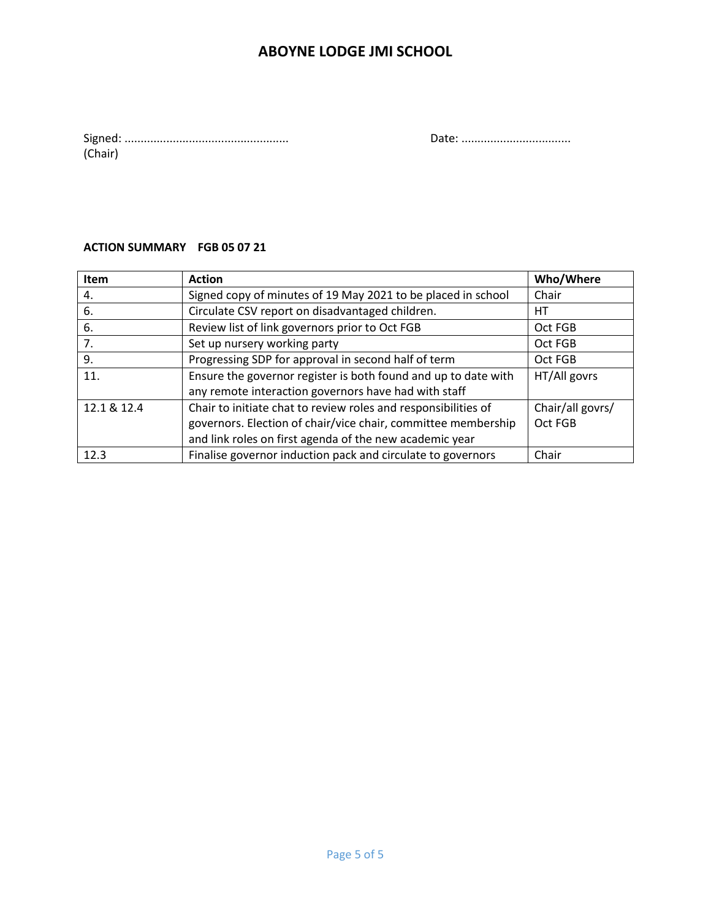Signed: ...................................................
(Chair)

Date: ..................................

**ACTION SUMMARY FGB 05 07 21**

| Item | Action | Who/Where |
|---|---|---|
| 4. | Signed copy of minutes of 19 May 2021 to be placed in school | Chair |
| 6. | Circulate CSV report on disadvantaged children. | HT |
| 6. | Review list of link governors prior to Oct FGB | Oct FGB |
| 7. | Set up nursery working party | Oct FGB |
| 9. | Progressing SDP for approval in second half of term | Oct FGB |
| 11. | Ensure the governor register is both found and up to date with any remote interaction governors have had with staff | HT/All govrs |
| 12.1 & 12.4 | Chair to initiate chat to review roles and responsibilities of governors. Election of chair/vice chair, committee membership and link roles on first agenda of the new academic year | Chair/all govrs/ Oct FGB |
| 12.3 | Finalise governor induction pack and circulate to governors | Chair |